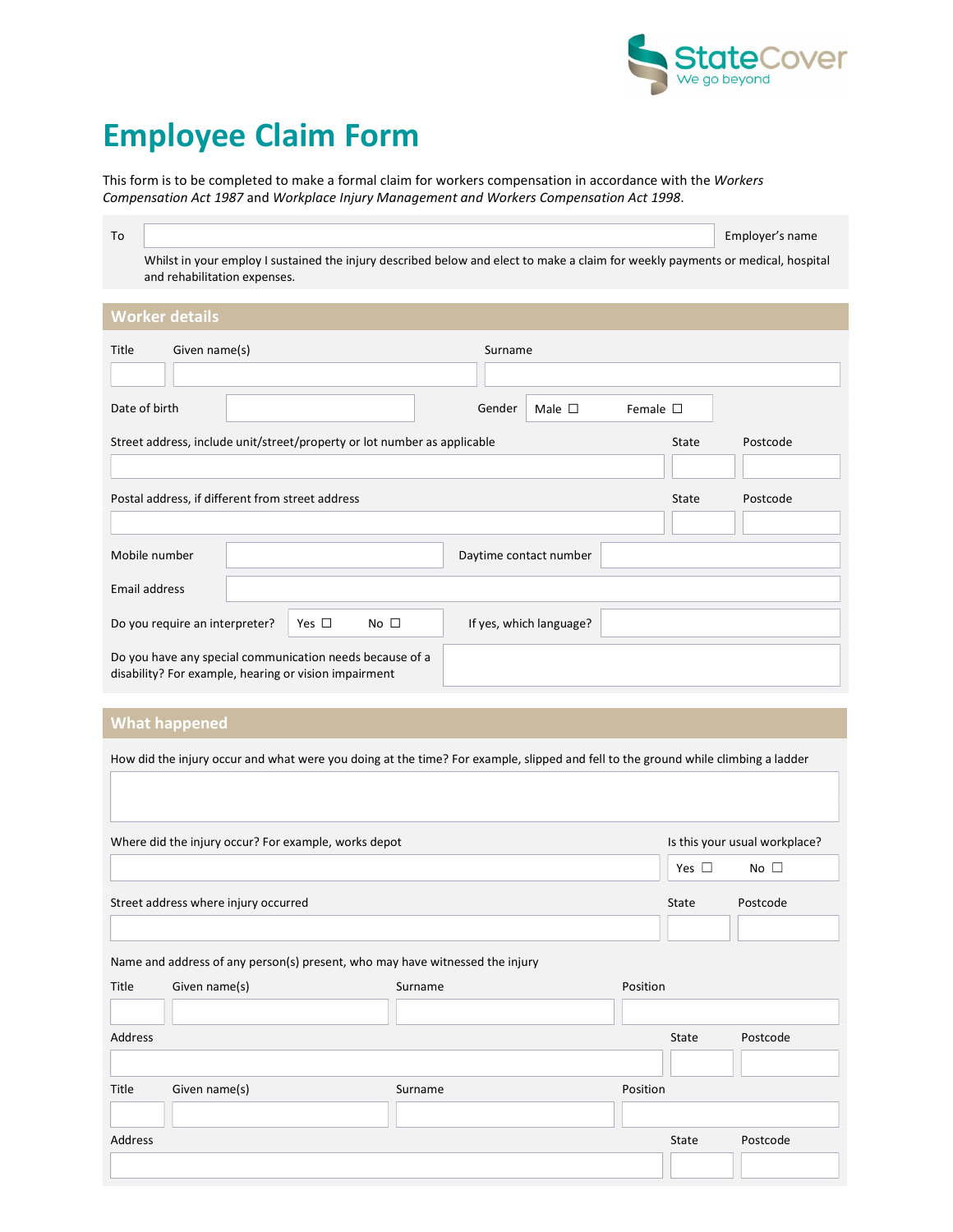StateCover
We go beyond

# Employee Claim Form

This form is to be completed to make a formal claim for workers compensation in accordance with the *Workers Compensation Act 1987* and *Workplace Injury Management and Workers Compensation Act 1998*.

To ______________________ Employer's name

Whilst in your employ I sustained the injury described below and elect to make a claim for weekly payments or medical, hospital and rehabilitation expenses.

## Worker details

| Title | Given name(s) | Surname |
|---|---|---|
| | | |

Date of birth ______________ Gender Male ☐ Female ☐

| Street address, include unit/street/property or lot number as applicable | State | Postcode |
|---|---|---|
| | | |

| Postal address, if different from street address | State | Postcode |
|---|---|---|
| | | |

Mobile number ______________ Daytime contact number ______________

Email address ______________

Do you require an interpreter? Yes ☐ No ☐ If yes, which language? ______________

Do you have any special communication needs because of a disability? For example, hearing or vision impairment ______________

## What happened

How did the injury occur and what were you doing at the time? For example, slipped and fell to the ground while climbing a ladder

______________

Where did the injury occur? For example, works depot ______________ Is this your usual workplace? Yes ☐ No ☐

| Street address where injury occurred | State | Postcode |
|---|---|---|
| | | |

Name and address of any person(s) present, who may have witnessed the injury

| Title | Given name(s) | Surname | Position |
|---|---|---|---|
| | | | |

| Address | State | Postcode |
|---|---|---|
| | | |

| Title | Given name(s) | Surname | Position |
|---|---|---|---|
| | | | |

| Address | State | Postcode |
|---|---|---|
| | | |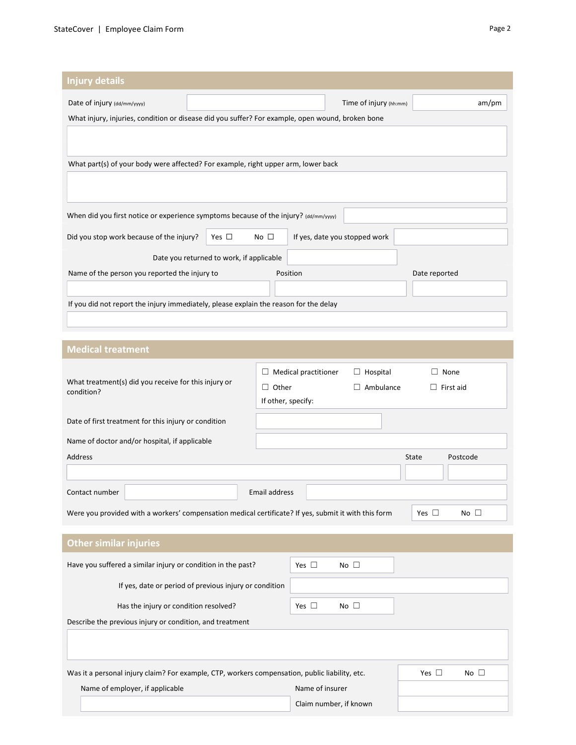## Injury details

Date of injury (dd/mm/yyyy) ____________ Time of injury (hh:mm) ____________ am/pm

What injury, injuries, condition or disease did you suffer? For example, open wound, broken bone

What part(s) of your body were affected? For example, right upper arm, lower back

When did you first notice or experience symptoms because of the injury? (dd/mm/yyyy)

Did you stop work because of the injury? Yes ☐ No ☐ If yes, date you stopped work

Date you returned to work, if applicable

| Name of the person you reported the injury to | Position | Date reported |
|---|---|---|
| | | |

If you did not report the injury immediately, please explain the reason for the delay

## Medical treatment

What treatment(s) did you receive for this injury or condition?

☐ Medical practitioner ☐ Hospital ☐ None
☐ Other ☐ Ambulance ☐ First aid
If other, specify:

Date of first treatment for this injury or condition

Name of doctor and/or hospital, if applicable

| Address | State | Postcode |
|---|---|---|
| | | |

Contact number ____________ Email address ____________

Were you provided with a workers' compensation medical certificate? If yes, submit it with this form Yes ☐ No ☐

## Other similar injuries

Have you suffered a similar injury or condition in the past? Yes ☐ No ☐

If yes, date or period of previous injury or condition

Has the injury or condition resolved? Yes ☐ No ☐

Describe the previous injury or condition, and treatment

Was it a personal injury claim? For example, CTP, workers compensation, public liability, etc. Yes ☐ No ☐

Name of employer, if applicable ____________ Name of insurer ____________

Claim number, if known ____________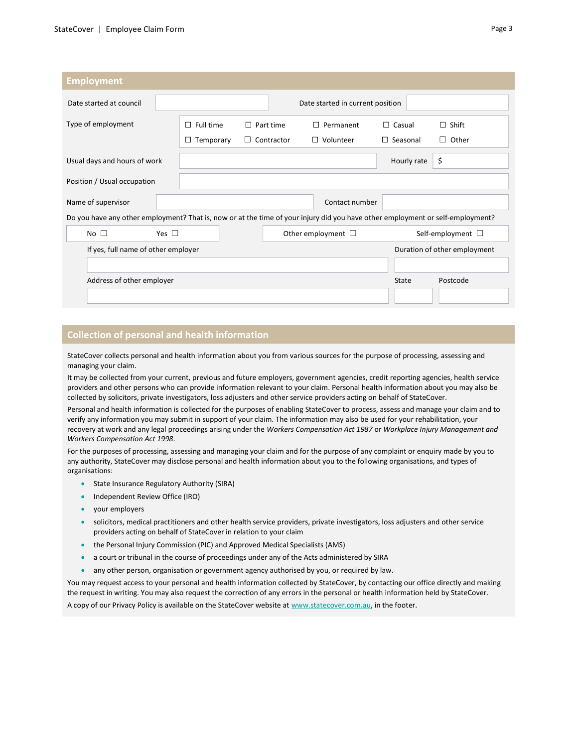## Employment

| Date started at council | | Date started in current position | |
|---|---|---|---|

Type of employment

☐ Full time ☐ Part time ☐ Permanent ☐ Casual ☐ Shift
☐ Temporary ☐ Contractor ☐ Volunteer ☐ Seasonal ☐ Other

| Usual days and hours of work | | Hourly rate | $ |
|---|---|---|---|
| Position / Usual occupation | | | |
| Name of supervisor | | Contact number | |

Do you have any other employment? That is, now or at the time of your injury did you have other employment or self-employment?

No ☐ Yes ☐ Other employment ☐ Self-employment ☐

| If yes, full name of other employer | Duration of other employment | |
|---|---|---|
| | | |
| **Address of other employer** | **State** | **Postcode** |
| | | |

## Collection of personal and health information

StateCover collects personal and health information about you from various sources for the purpose of processing, assessing and managing your claim.

It may be collected from your current, previous and future employers, government agencies, credit reporting agencies, health service providers and other persons who can provide information relevant to your claim. Personal health information about you may also be collected by solicitors, private investigators, loss adjusters and other service providers acting on behalf of StateCover.

Personal and health information is collected for the purposes of enabling StateCover to process, assess and manage your claim and to verify any information you may submit in support of your claim. The information may also be used for your rehabilitation, your recovery at work and any legal proceedings arising under the *Workers Compensation Act 1987* or *Workplace Injury Management and Workers Compensation Act 1998*.

For the purposes of processing, assessing and managing your claim and for the purpose of any complaint or enquiry made by you to any authority, StateCover may disclose personal and health information about you to the following organisations, and types of organisations:

- State Insurance Regulatory Authority (SIRA)
- Independent Review Office (IRO)
- your employers
- solicitors, medical practitioners and other health service providers, private investigators, loss adjusters and other service providers acting on behalf of StateCover in relation to your claim
- the Personal Injury Commission (PIC) and Approved Medical Specialists (AMS)
- a court or tribunal in the course of proceedings under any of the Acts administered by SIRA
- any other person, organisation or government agency authorised by you, or required by law.

You may request access to your personal and health information collected by StateCover, by contacting our office directly and making the request in writing. You may also request the correction of any errors in the personal or health information held by StateCover.

A copy of our Privacy Policy is available on the StateCover website at www.statecover.com.au, in the footer.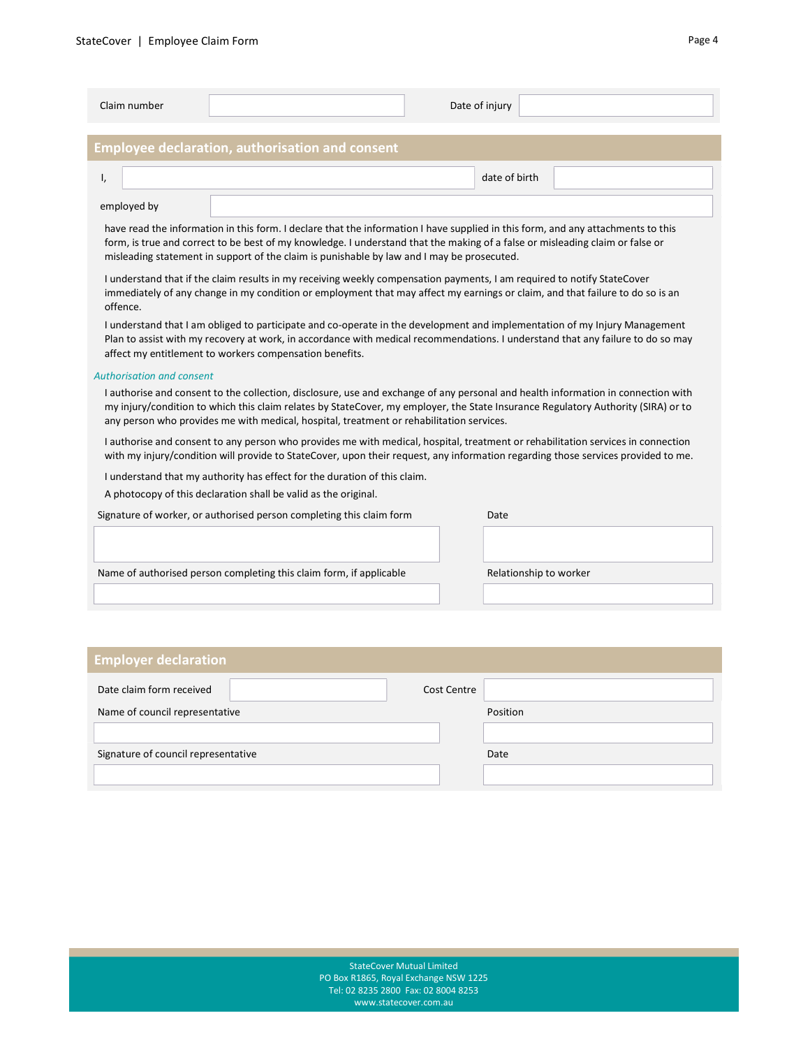| | | | |
|---|---|---|---|
| Claim number | | Date of injury | |

## Employee declaration, authorisation and consent

| | | | |
|---|---|---|---|
| I, | | date of birth | |
| employed by | | | |

have read the information in this form. I declare that the information I have supplied in this form, and any attachments to this form, is true and correct to be best of my knowledge. I understand that the making of a false or misleading claim or false or misleading statement in support of the claim is punishable by law and I may be prosecuted.

I understand that if the claim results in my receiving weekly compensation payments, I am required to notify StateCover immediately of any change in my condition or employment that may affect my earnings or claim, and that failure to do so is an offence.

I understand that I am obliged to participate and co-operate in the development and implementation of my Injury Management Plan to assist with my recovery at work, in accordance with medical recommendations. I understand that any failure to do so may affect my entitlement to workers compensation benefits.

*Authorisation and consent*

I authorise and consent to the collection, disclosure, use and exchange of any personal and health information in connection with my injury/condition to which this claim relates by StateCover, my employer, the State Insurance Regulatory Authority (SIRA) or to any person who provides me with medical, hospital, treatment or rehabilitation services.

I authorise and consent to any person who provides me with medical, hospital, treatment or rehabilitation services in connection with my injury/condition will provide to StateCover, upon their request, any information regarding those services provided to me.

I understand that my authority has effect for the duration of this claim.

A photocopy of this declaration shall be valid as the original.

| Signature of worker, or authorised person completing this claim form | Date |
|---|---|
| | |
| **Name of authorised person completing this claim form, if applicable** | **Relationship to worker** |
| | |

## Employer declaration

| | | | |
|---|---|---|---|
| Date claim form received | | Cost Centre | |

| Name of council representative | Position |
|---|---|
| | |
| **Signature of council representative** | **Date** |
| | |

StateCover Mutual Limited
PO Box R1865, Royal Exchange NSW 1225
Tel: 02 8235 2800 Fax: 02 8004 8253
www.statecover.com.au